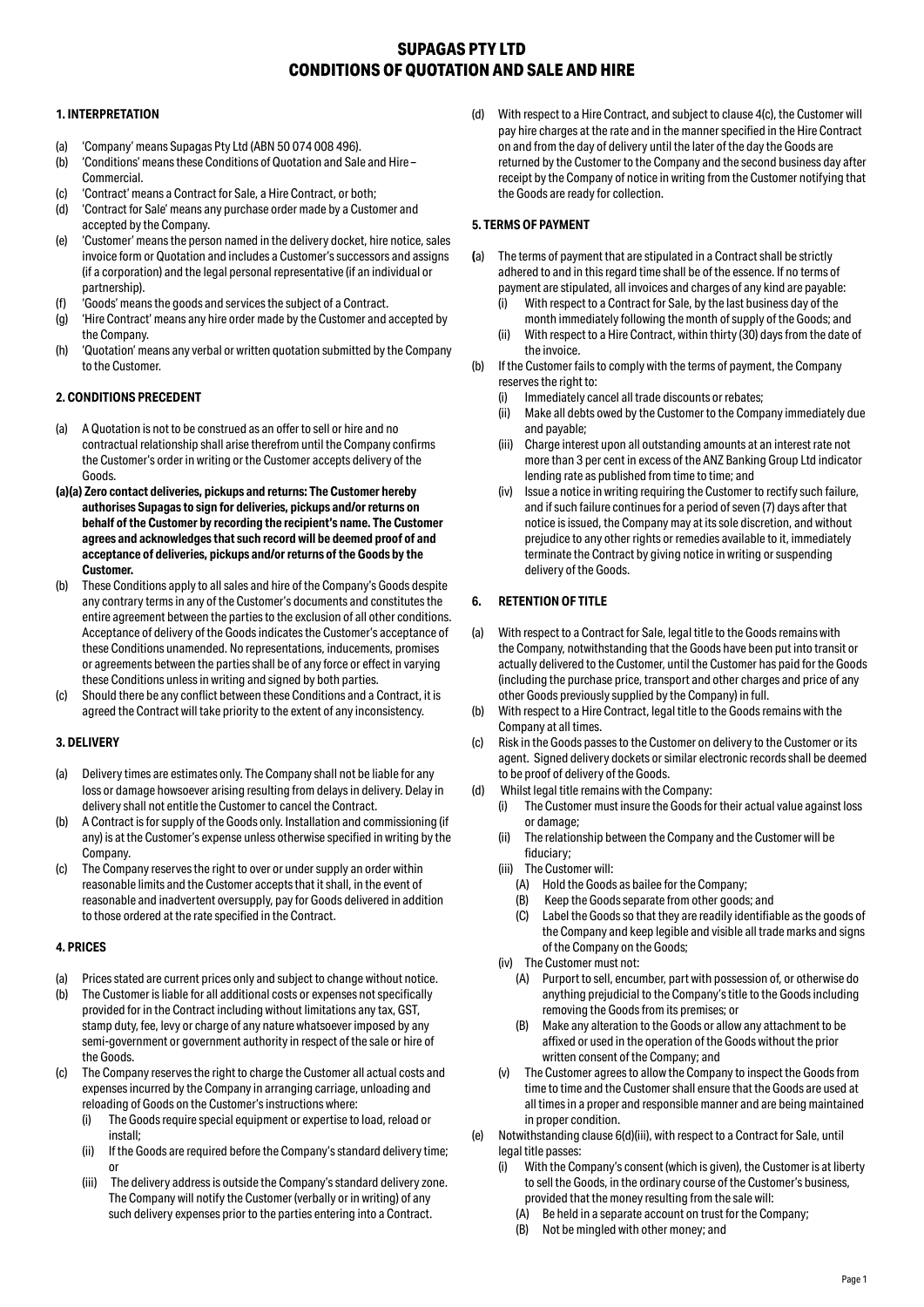# SUPAGAS PTY LTD
# CONDITIONS OF QUOTATION AND SALE AND HIRE

## 1. INTERPRETATION

(a) 'Company' means Supagas Pty Ltd (ABN 50 074 008 496).
(b) 'Conditions' means these Conditions of Quotation and Sale and Hire – Commercial.
(c) 'Contract' means a Contract for Sale, a Hire Contract, or both;
(d) 'Contract for Sale' means any purchase order made by a Customer and accepted by the Company.
(e) 'Customer' means the person named in the delivery docket, hire notice, sales invoice form or Quotation and includes a Customer's successors and assigns (if a corporation) and the legal personal representative (if an individual or partnership).
(f) 'Goods' means the goods and services the subject of a Contract.
(g) 'Hire Contract' means any hire order made by the Customer and accepted by the Company.
(h) 'Quotation' means any verbal or written quotation submitted by the Company to the Customer.

## 2. CONDITIONS PRECEDENT

(a) A Quotation is not to be construed as an offer to sell or hire and no contractual relationship shall arise therefrom until the Company confirms the Customer's order in writing or the Customer accepts delivery of the Goods.

**(a)(a) Zero contact deliveries, pickups and returns: The Customer hereby authorises Supagas to sign for deliveries, pickups and/or returns on behalf of the Customer by recording the recipient's name. The Customer agrees and acknowledges that such record will be deemed proof of and acceptance of deliveries, pickups and/or returns of the Goods by the Customer.**

(b) These Conditions apply to all sales and hire of the Company's Goods despite any contrary terms in any of the Customer's documents and constitutes the entire agreement between the parties to the exclusion of all other conditions. Acceptance of delivery of the Goods indicates the Customer's acceptance of these Conditions unamended. No representations, inducements, promises or agreements between the parties shall be of any force or effect in varying these Conditions unless in writing and signed by both parties.
(c) Should there be any conflict between these Conditions and a Contract, it is agreed the Contract will take priority to the extent of any inconsistency.

## 3. DELIVERY

(a) Delivery times are estimates only. The Company shall not be liable for any loss or damage howsoever arising resulting from delays in delivery. Delay in delivery shall not entitle the Customer to cancel the Contract.
(b) A Contract is for supply of the Goods only. Installation and commissioning (if any) is at the Customer's expense unless otherwise specified in writing by the Company.
(c) The Company reserves the right to over or under supply an order within reasonable limits and the Customer accepts that it shall, in the event of reasonable and inadvertent oversupply, pay for Goods delivered in addition to those ordered at the rate specified in the Contract.

## 4. PRICES

(a) Prices stated are current prices only and subject to change without notice.
(b) The Customer is liable for all additional costs or expenses not specifically provided for in the Contract including without limitations any tax, GST, stamp duty, fee, levy or charge of any nature whatsoever imposed by any semi-government or government authority in respect of the sale or hire of the Goods.
(c) The Company reserves the right to charge the Customer all actual costs and expenses incurred by the Company in arranging carriage, unloading and reloading of Goods on the Customer's instructions where:
    (i) The Goods require special equipment or expertise to load, reload or install;
    (ii) If the Goods are required before the Company's standard delivery time; or
    (iii) The delivery address is outside the Company's standard delivery zone. The Company will notify the Customer (verbally or in writing) of any such delivery expenses prior to the parties entering into a Contract.
(d) With respect to a Hire Contract, and subject to clause 4(c), the Customer will pay hire charges at the rate and in the manner specified in the Hire Contract on and from the day of delivery until the later of the day the Goods are returned by the Customer to the Company and the second business day after receipt by the Company of notice in writing from the Customer notifying that the Goods are ready for collection.

## 5. TERMS OF PAYMENT

(a) The terms of payment that are stipulated in a Contract shall be strictly adhered to and in this regard time shall be of the essence. If no terms of payment are stipulated, all invoices and charges of any kind are payable:
    (i) With respect to a Contract for Sale, by the last business day of the month immediately following the month of supply of the Goods; and
    (ii) With respect to a Hire Contract, within thirty (30) days from the date of the invoice.
(b) If the Customer fails to comply with the terms of payment, the Company reserves the right to:
    (i) Immediately cancel all trade discounts or rebates;
    (ii) Make all debts owed by the Customer to the Company immediately due and payable;
    (iii) Charge interest upon all outstanding amounts at an interest rate not more than 3 per cent in excess of the ANZ Banking Group Ltd indicator lending rate as published from time to time; and
    (iv) Issue a notice in writing requiring the Customer to rectify such failure, and if such failure continues for a period of seven (7) days after that notice is issued, the Company may at its sole discretion, and without prejudice to any other rights or remedies available to it, immediately terminate the Contract by giving notice in writing or suspending delivery of the Goods.

## 6. RETENTION OF TITLE

(a) With respect to a Contract for Sale, legal title to the Goods remains with the Company, notwithstanding that the Goods have been put into transit or actually delivered to the Customer, until the Customer has paid for the Goods (including the purchase price, transport and other charges and price of any other Goods previously supplied by the Company) in full.
(b) With respect to a Hire Contract, legal title to the Goods remains with the Company at all times.
(c) Risk in the Goods passes to the Customer on delivery to the Customer or its agent. Signed delivery dockets or similar electronic records shall be deemed to be proof of delivery of the Goods.
(d) Whilst legal title remains with the Company:
    (i) The Customer must insure the Goods for their actual value against loss or damage;
    (ii) The relationship between the Company and the Customer will be fiduciary;
    (iii) The Customer will:
        (A) Hold the Goods as bailee for the Company;
        (B) Keep the Goods separate from other goods; and
        (C) Label the Goods so that they are readily identifiable as the goods of the Company and keep legible and visible all trade marks and signs of the Company on the Goods;
    (iv) The Customer must not:
        (A) Purport to sell, encumber, part with possession of, or otherwise do anything prejudicial to the Company's title to the Goods including removing the Goods from its premises; or
        (B) Make any alteration to the Goods or allow any attachment to be affixed or used in the operation of the Goods without the prior written consent of the Company; and
    (v) The Customer agrees to allow the Company to inspect the Goods from time to time and the Customer shall ensure that the Goods are used at all times in a proper and responsible manner and are being maintained in proper condition.
(e) Notwithstanding clause 6(d)(iii), with respect to a Contract for Sale, until legal title passes:
    (i) With the Company's consent (which is given), the Customer is at liberty to sell the Goods, in the ordinary course of the Customer's business, provided that the money resulting from the sale will:
        (A) Be held in a separate account on trust for the Company;
        (B) Not be mingled with other money; and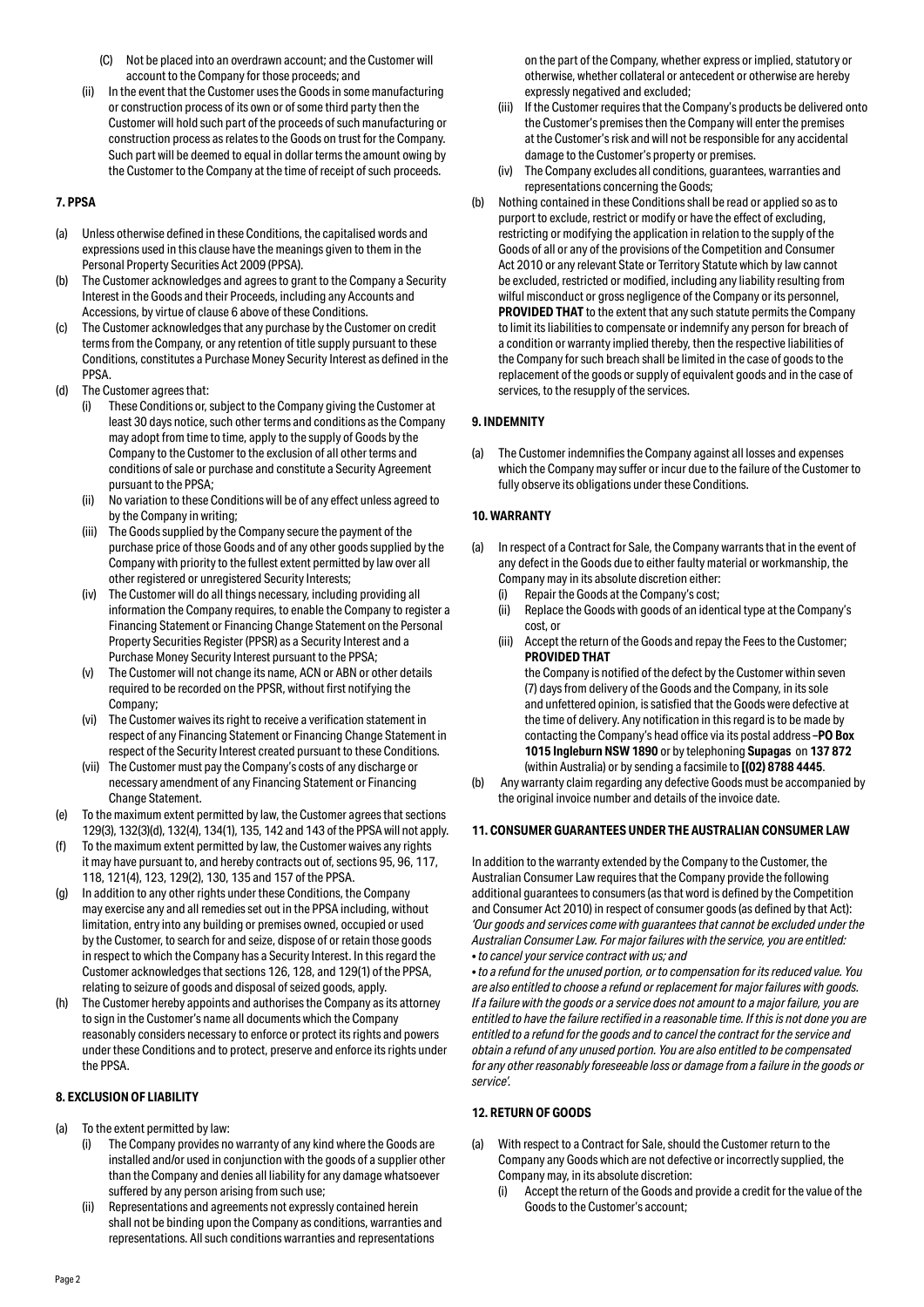(C) Not be placed into an overdrawn account; and the Customer will account to the Company for those proceeds; and

(ii) In the event that the Customer uses the Goods in some manufacturing or construction process of its own or of some third party then the Customer will hold such part of the proceeds of such manufacturing or construction process as relates to the Goods on trust for the Company. Such part will be deemed to equal in dollar terms the amount owing by the Customer to the Company at the time of receipt of such proceeds.

### 7. PPSA

(a) Unless otherwise defined in these Conditions, the capitalised words and expressions used in this clause have the meanings given to them in the Personal Property Securities Act 2009 (PPSA).

(b) The Customer acknowledges and agrees to grant to the Company a Security Interest in the Goods and their Proceeds, including any Accounts and Accessions, by virtue of clause 6 above of these Conditions.

(c) The Customer acknowledges that any purchase by the Customer on credit terms from the Company, or any retention of title supply pursuant to these Conditions, constitutes a Purchase Money Security Interest as defined in the PPSA.

(d) The Customer agrees that:

(i) These Conditions or, subject to the Company giving the Customer at least 30 days notice, such other terms and conditions as the Company may adopt from time to time, apply to the supply of Goods by the Company to the Customer to the exclusion of all other terms and conditions of sale or purchase and constitute a Security Agreement pursuant to the PPSA;

(ii) No variation to these Conditions will be of any effect unless agreed to by the Company in writing;

(iii) The Goods supplied by the Company secure the payment of the purchase price of those Goods and of any other goods supplied by the Company with priority to the fullest extent permitted by law over all other registered or unregistered Security Interests;

(iv) The Customer will do all things necessary, including providing all information the Company requires, to enable the Company to register a Financing Statement or Financing Change Statement on the Personal Property Securities Register (PPSR) as a Security Interest and a Purchase Money Security Interest pursuant to the PPSA;

(v) The Customer will not change its name, ACN or ABN or other details required to be recorded on the PPSR, without first notifying the Company;

(vi) The Customer waives its right to receive a verification statement in respect of any Financing Statement or Financing Change Statement in respect of the Security Interest created pursuant to these Conditions.

(vii) The Customer must pay the Company's costs of any discharge or necessary amendment of any Financing Statement or Financing Change Statement.

(e) To the maximum extent permitted by law, the Customer agrees that sections 129(3), 132(3)(d), 132(4), 134(1), 135, 142 and 143 of the PPSA will not apply.

(f) To the maximum extent permitted by law, the Customer waives any rights it may have pursuant to, and hereby contracts out of, sections 95, 96, 117, 118, 121(4), 123, 129(2), 130, 135 and 157 of the PPSA.

(g) In addition to any other rights under these Conditions, the Company may exercise any and all remedies set out in the PPSA including, without limitation, entry into any building or premises owned, occupied or used by the Customer, to search for and seize, dispose of or retain those goods in respect to which the Company has a Security Interest. In this regard the Customer acknowledges that sections 126, 128, and 129(1) of the PPSA, relating to seizure of goods and disposal of seized goods, apply.

(h) The Customer hereby appoints and authorises the Company as its attorney to sign in the Customer's name all documents which the Company reasonably considers necessary to enforce or protect its rights and powers under these Conditions and to protect, preserve and enforce its rights under the PPSA.

### 8. EXCLUSION OF LIABILITY

(a) To the extent permitted by law:

(i) The Company provides no warranty of any kind where the Goods are installed and/or used in conjunction with the goods of a supplier other than the Company and denies all liability for any damage whatsoever suffered by any person arising from such use;

(ii) Representations and agreements not expressly contained herein shall not be binding upon the Company as conditions, warranties and representations. All such conditions warranties and representations on the part of the Company, whether express or implied, statutory or otherwise, whether collateral or antecedent or otherwise are hereby expressly negatived and excluded;

(iii) If the Customer requires that the Company's products be delivered onto the Customer's premises then the Company will enter the premises at the Customer's risk and will not be responsible for any accidental damage to the Customer's property or premises.

(iv) The Company excludes all conditions, guarantees, warranties and representations concerning the Goods;

(b) Nothing contained in these Conditions shall be read or applied so as to purport to exclude, restrict or modify or have the effect of excluding, restricting or modifying the application in relation to the supply of the Goods of all or any of the provisions of the Competition and Consumer Act 2010 or any relevant State or Territory Statute which by law cannot be excluded, restricted or modified, including any liability resulting from wilful misconduct or gross negligence of the Company or its personnel, **PROVIDED THAT** to the extent that any such statute permits the Company to limit its liabilities to compensate or indemnify any person for breach of a condition or warranty implied thereby, then the respective liabilities of the Company for such breach shall be limited in the case of goods to the replacement of the goods or supply of equivalent goods and in the case of services, to the resupply of the services.

### 9. INDEMNITY

(a) The Customer indemnifies the Company against all losses and expenses which the Company may suffer or incur due to the failure of the Customer to fully observe its obligations under these Conditions.

### 10. WARRANTY

(a) In respect of a Contract for Sale, the Company warrants that in the event of any defect in the Goods due to either faulty material or workmanship, the Company may in its absolute discretion either:

(i) Repair the Goods at the Company's cost;

(ii) Replace the Goods with goods of an identical type at the Company's cost, or

(iii) Accept the return of the Goods and repay the Fees to the Customer; **PROVIDED THAT**

the Company is notified of the defect by the Customer within seven (7) days from delivery of the Goods and the Company, in its sole and unfettered opinion, is satisfied that the Goods were defective at the time of delivery. Any notification in this regard is to be made by contacting the Company's head office via its postal address –**PO Box 1015 Ingleburn NSW 1890** or by telephoning **Supagas** on **137 872** (within Australia) or by sending a facsimile to **[(02) 8788 4445**.

(b) Any warranty claim regarding any defective Goods must be accompanied by the original invoice number and details of the invoice date.

### 11. CONSUMER GUARANTEES UNDER THE AUSTRALIAN CONSUMER LAW

In addition to the warranty extended by the Company to the Customer, the Australian Consumer Law requires that the Company provide the following additional guarantees to consumers (as that word is defined by the Competition and Consumer Act 2010) in respect of consumer goods (as defined by that Act): *'Our goods and services come with guarantees that cannot be excluded under the Australian Consumer Law. For major failures with the service, you are entitled:*

*• to cancel your service contract with us; and*

*• to a refund for the unused portion, or to compensation for its reduced value. You are also entitled to choose a refund or replacement for major failures with goods. If a failure with the goods or a service does not amount to a major failure, you are entitled to have the failure rectified in a reasonable time. If this is not done you are entitled to a refund for the goods and to cancel the contract for the service and obtain a refund of any unused portion. You are also entitled to be compensated for any other reasonably foreseeable loss or damage from a failure in the goods or service'.*

### 12. RETURN OF GOODS

(a) With respect to a Contract for Sale, should the Customer return to the Company any Goods which are not defective or incorrectly supplied, the Company may, in its absolute discretion:

(i) Accept the return of the Goods and provide a credit for the value of the Goods to the Customer's account;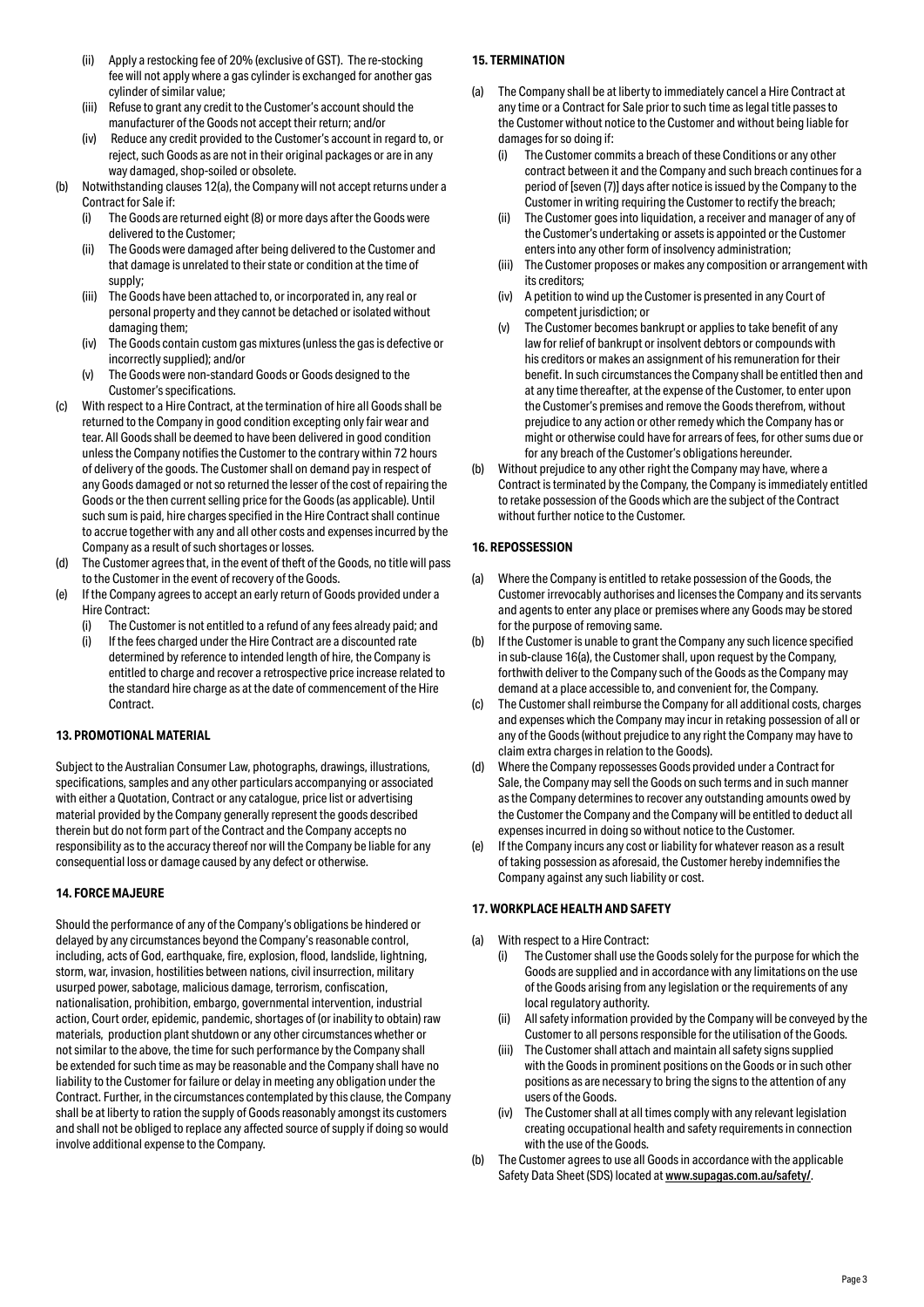(ii) Apply a restocking fee of 20% (exclusive of GST). The re-stocking fee will not apply where a gas cylinder is exchanged for another gas cylinder of similar value;

(iii) Refuse to grant any credit to the Customer's account should the manufacturer of the Goods not accept their return; and/or

(iv) Reduce any credit provided to the Customer's account in regard to, or reject, such Goods as are not in their original packages or are in any way damaged, shop-soiled or obsolete.

(b) Notwithstanding clauses 12(a), the Company will not accept returns under a Contract for Sale if:

(i) The Goods are returned eight (8) or more days after the Goods were delivered to the Customer;

(ii) The Goods were damaged after being delivered to the Customer and that damage is unrelated to their state or condition at the time of supply;

(iii) The Goods have been attached to, or incorporated in, any real or personal property and they cannot be detached or isolated without damaging them;

(iv) The Goods contain custom gas mixtures (unless the gas is defective or incorrectly supplied); and/or

(v) The Goods were non-standard Goods or Goods designed to the Customer's specifications.

(c) With respect to a Hire Contract, at the termination of hire all Goods shall be returned to the Company in good condition excepting only fair wear and tear. All Goods shall be deemed to have been delivered in good condition unless the Company notifies the Customer to the contrary within 72 hours of delivery of the goods. The Customer shall on demand pay in respect of any Goods damaged or not so returned the lesser of the cost of repairing the Goods or the then current selling price for the Goods (as applicable). Until such sum is paid, hire charges specified in the Hire Contract shall continue to accrue together with any and all other costs and expenses incurred by the Company as a result of such shortages or losses.

(d) The Customer agrees that, in the event of theft of the Goods, no title will pass to the Customer in the event of recovery of the Goods.

(e) If the Company agrees to accept an early return of Goods provided under a Hire Contract:

(i) The Customer is not entitled to a refund of any fees already paid; and

(i) If the fees charged under the Hire Contract are a discounted rate determined by reference to intended length of hire, the Company is entitled to charge and recover a retrospective price increase related to the standard hire charge as at the date of commencement of the Hire Contract.

## 13. PROMOTIONAL MATERIAL

Subject to the Australian Consumer Law, photographs, drawings, illustrations, specifications, samples and any other particulars accompanying or associated with either a Quotation, Contract or any catalogue, price list or advertising material provided by the Company generally represent the goods described therein but do not form part of the Contract and the Company accepts no responsibility as to the accuracy thereof nor will the Company be liable for any consequential loss or damage caused by any defect or otherwise.

## 14. FORCE MAJEURE

Should the performance of any of the Company's obligations be hindered or delayed by any circumstances beyond the Company's reasonable control, including, acts of God, earthquake, fire, explosion, flood, landslide, lightning, storm, war, invasion, hostilities between nations, civil insurrection, military usurped power, sabotage, malicious damage, terrorism, confiscation, nationalisation, prohibition, embargo, governmental intervention, industrial action, Court order, epidemic, pandemic, shortages of (or inability to obtain) raw materials, production plant shutdown or any other circumstances whether or not similar to the above, the time for such performance by the Company shall be extended for such time as may be reasonable and the Company shall have no liability to the Customer for failure or delay in meeting any obligation under the Contract. Further, in the circumstances contemplated by this clause, the Company shall be at liberty to ration the supply of Goods reasonably amongst its customers and shall not be obliged to replace any affected source of supply if doing so would involve additional expense to the Company.

## 15. TERMINATION

(a) The Company shall be at liberty to immediately cancel a Hire Contract at any time or a Contract for Sale prior to such time as legal title passes to the Customer without notice to the Customer and without being liable for damages for so doing if:

(i) The Customer commits a breach of these Conditions or any other contract between it and the Company and such breach continues for a period of [seven (7)] days after notice is issued by the Company to the Customer in writing requiring the Customer to rectify the breach;

(ii) The Customer goes into liquidation, a receiver and manager of any of the Customer's undertaking or assets is appointed or the Customer enters into any other form of insolvency administration;

(iii) The Customer proposes or makes any composition or arrangement with its creditors;

(iv) A petition to wind up the Customer is presented in any Court of competent jurisdiction; or

(v) The Customer becomes bankrupt or applies to take benefit of any law for relief of bankrupt or insolvent debtors or compounds with his creditors or makes an assignment of his remuneration for their benefit. In such circumstances the Company shall be entitled then and at any time thereafter, at the expense of the Customer, to enter upon the Customer's premises and remove the Goods therefrom, without prejudice to any action or other remedy which the Company has or might or otherwise could have for arrears of fees, for other sums due or for any breach of the Customer's obligations hereunder.

(b) Without prejudice to any other right the Company may have, where a Contract is terminated by the Company, the Company is immediately entitled to retake possession of the Goods which are the subject of the Contract without further notice to the Customer.

## 16. REPOSSESSION

(a) Where the Company is entitled to retake possession of the Goods, the Customer irrevocably authorises and licenses the Company and its servants and agents to enter any place or premises where any Goods may be stored for the purpose of removing same.

(b) If the Customer is unable to grant the Company any such licence specified in sub-clause 16(a), the Customer shall, upon request by the Company, forthwith deliver to the Company such of the Goods as the Company may demand at a place accessible to, and convenient for, the Company.

(c) The Customer shall reimburse the Company for all additional costs, charges and expenses which the Company may incur in retaking possession of all or any of the Goods (without prejudice to any right the Company may have to claim extra charges in relation to the Goods).

(d) Where the Company repossesses Goods provided under a Contract for Sale, the Company may sell the Goods on such terms and in such manner as the Company determines to recover any outstanding amounts owed by the Customer the Company and the Company will be entitled to deduct all expenses incurred in doing so without notice to the Customer.

(e) If the Company incurs any cost or liability for whatever reason as a result of taking possession as aforesaid, the Customer hereby indemnifies the Company against any such liability or cost.

## 17. WORKPLACE HEALTH AND SAFETY

(a) With respect to a Hire Contract:

(i) The Customer shall use the Goods solely for the purpose for which the Goods are supplied and in accordance with any limitations on the use of the Goods arising from any legislation or the requirements of any local regulatory authority.

(ii) All safety information provided by the Company will be conveyed by the Customer to all persons responsible for the utilisation of the Goods.

(iii) The Customer shall attach and maintain all safety signs supplied with the Goods in prominent positions on the Goods or in such other positions as are necessary to bring the signs to the attention of any users of the Goods.

(iv) The Customer shall at all times comply with any relevant legislation creating occupational health and safety requirements in connection with the use of the Goods.

(b) The Customer agrees to use all Goods in accordance with the applicable Safety Data Sheet (SDS) located at www.supagas.com.au/safety/.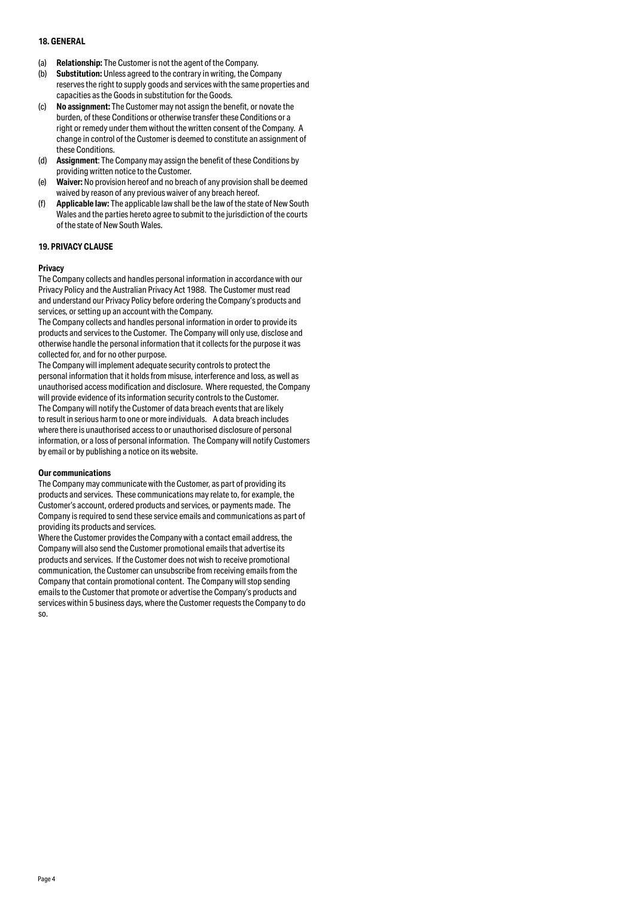## 18. GENERAL

(a) **Relationship:** The Customer is not the agent of the Company.

(b) **Substitution:** Unless agreed to the contrary in writing, the Company reserves the right to supply goods and services with the same properties and capacities as the Goods in substitution for the Goods.

(c) **No assignment:** The Customer may not assign the benefit, or novate the burden, of these Conditions or otherwise transfer these Conditions or a right or remedy under them without the written consent of the Company. A change in control of the Customer is deemed to constitute an assignment of these Conditions.

(d) **Assignment**: The Company may assign the benefit of these Conditions by providing written notice to the Customer.

(e) **Waiver:** No provision hereof and no breach of any provision shall be deemed waived by reason of any previous waiver of any breach hereof.

(f) **Applicable law:** The applicable law shall be the law of the state of New South Wales and the parties hereto agree to submit to the jurisdiction of the courts of the state of New South Wales.

## 19. PRIVACY CLAUSE

### Privacy

The Company collects and handles personal information in accordance with our Privacy Policy and the Australian Privacy Act 1988. The Customer must read and understand our Privacy Policy before ordering the Company's products and services, or setting up an account with the Company.

The Company collects and handles personal information in order to provide its products and services to the Customer. The Company will only use, disclose and otherwise handle the personal information that it collects for the purpose it was collected for, and for no other purpose.

The Company will implement adequate security controls to protect the personal information that it holds from misuse, interference and loss, as well as unauthorised access modification and disclosure. Where requested, the Company will provide evidence of its information security controls to the Customer.

The Company will notify the Customer of data breach events that are likely to result in serious harm to one or more individuals. A data breach includes where there is unauthorised access to or unauthorised disclosure of personal information, or a loss of personal information. The Company will notify Customers by email or by publishing a notice on its website.

### Our communications

The Company may communicate with the Customer, as part of providing its products and services. These communications may relate to, for example, the Customer's account, ordered products and services, or payments made. The Company is required to send these service emails and communications as part of providing its products and services.

Where the Customer provides the Company with a contact email address, the Company will also send the Customer promotional emails that advertise its products and services. If the Customer does not wish to receive promotional communication, the Customer can unsubscribe from receiving emails from the Company that contain promotional content. The Company will stop sending emails to the Customer that promote or advertise the Company's products and services within 5 business days, where the Customer requests the Company to do so.